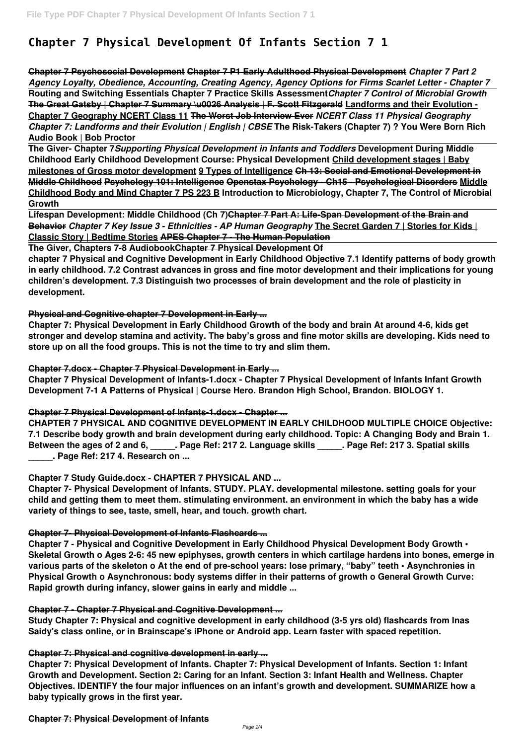# Chapter 7 Physical Development Of Infants Section 7 1

**Chapter 7 Psychosocial Development Chapter 7 P1 Early Adulthood Physical Development *Chapter 7 Part 2 Agency Loyalty, Obedience, Accounting, Creating Agency, Agency Options for Firms Scarlet Letter - Chapter 7* Routing and Switching Essentials Chapter 7 Practice Skills Assessment*Chapter 7 Control of Microbial Growth* The Great Gatsby | Chapter 7 Summary \u0026 Analysis | F. Scott Fitzgerald Landforms and their Evolution - Chapter 7 Geography NCERT Class 11 The Worst Job Interview Ever *NCERT Class 11 Physical Geography Chapter 7: Landforms and their Evolution | English | CBSE* The Risk-Takers (Chapter 7) ? You Were Born Rich Audio Book | Bob Proctor**

**The Giver- Chapter 7*Supporting Physical Development in Infants and Toddlers* Development During Middle Childhood Early Childhood Development Course: Physical Development Child development stages | Baby milestones of Gross motor development 9 Types of Intelligence Ch 13: Social and Emotional Development in Middle Childhood Psychology 101: Intelligence Openstax Psychology - Ch15 - Psychological Disorders Middle Childhood Body and Mind Chapter 7 PS 223 B Introduction to Microbiology, Chapter 7, The Control of Microbial Growth**

**Lifespan Development: Middle Childhood (Ch 7)Chapter 7 Part A: Life-Span Development of the Brain and Behavior *Chapter 7 Key Issue 3 - Ethnicities - AP Human Geography* The Secret Garden 7 | Stories for Kids | Classic Story | Bedtime Stories APES Chapter 7 - The Human Population**

**The Giver, Chapters 7-8 AudiobookChapter 7 Physical Development Of**

**chapter 7 Physical and Cognitive Development in Early Childhood Objective 7.1 Identify patterns of body growth in early childhood. 7.2 Contrast advances in gross and fine motor development and their implications for young children's development. 7.3 Distinguish two processes of brain development and the role of plasticity in development.**

**Physical and Cognitive chapter 7 Development in Early ...**

**Chapter 7: Physical Development in Early Childhood Growth of the body and brain At around 4-6, kids get stronger and develop stamina and activity. The baby's gross and fine motor skills are developing. Kids need to store up on all the food groups. This is not the time to try and slim them.**

**Chapter 7.docx - Chapter 7 Physical Development in Early ...**

**Chapter 7 Physical Development of Infants-1.docx - Chapter 7 Physical Development of Infants Infant Growth Development 7-1 A Patterns of Physical | Course Hero. Brandon High School, Brandon. BIOLOGY 1.**

**Chapter 7 Physical Development of Infants-1.docx - Chapter ...**

**CHAPTER 7 PHYSICAL AND COGNITIVE DEVELOPMENT IN EARLY CHILDHOOD MULTIPLE CHOICE Objective: 7.1 Describe body growth and brain development during early childhood. Topic: A Changing Body and Brain 1. Between the ages of 2 and 6, \_\_\_\_\_. Page Ref: 217 2. Language skills \_\_\_\_\_. Page Ref: 217 3. Spatial skills \_\_\_\_\_. Page Ref: 217 4. Research on ...**

**Chapter 7 Study Guide.docx - CHAPTER 7 PHYSICAL AND ...**

**Chapter 7- Physical Development of Infants. STUDY. PLAY. developmental milestone. setting goals for your child and getting them to meet them. stimulating environment. an environment in which the baby has a wide variety of things to see, taste, smell, hear, and touch. growth chart.**

**Chapter 7- Physical Development of Infants Flashcards ...**

**Chapter 7 - Physical and Cognitive Development in Early Childhood Physical Development Body Growth • Skeletal Growth o Ages 2-6: 45 new epiphyses, growth centers in which cartilage hardens into bones, emerge in various parts of the skeleton o At the end of pre-school years: lose primary, "baby" teeth • Asynchronies in Physical Growth o Asynchronous: body systems differ in their patterns of growth o General Growth Curve: Rapid growth during infancy, slower gains in early and middle ...**

**Chapter 7 - Chapter 7 Physical and Cognitive Development ...**

**Study Chapter 7: Physical and cognitive development in early childhood (3-5 yrs old) flashcards from Inas Saidy's class online, or in Brainscape's iPhone or Android app. Learn faster with spaced repetition.**

**Chapter 7: Physical and cognitive development in early ...**

**Chapter 7: Physical Development of Infants. Chapter 7: Physical Development of Infants. Section 1: Infant Growth and Development. Section 2: Caring for an Infant. Section 3: Infant Health and Wellness. Chapter Objectives. IDENTIFY the four major influences on an infant's growth and development. SUMMARIZE how a baby typically grows in the first year.**

**Chapter 7: Physical Development of Infants**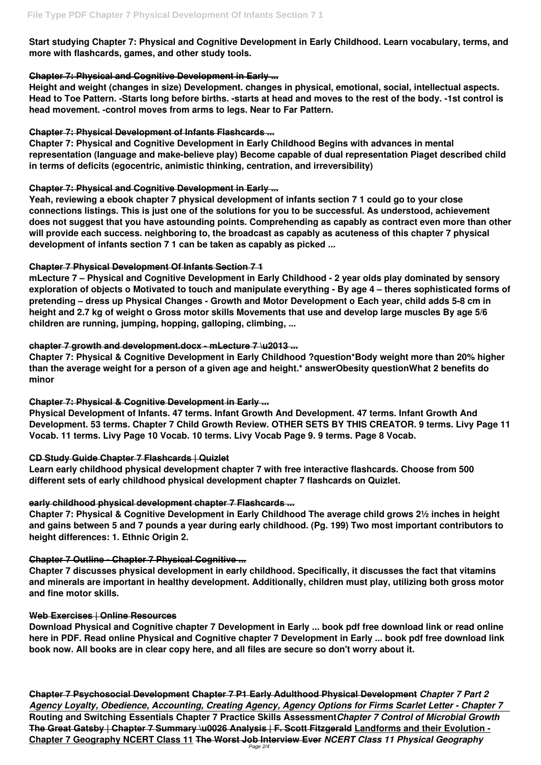**Start studying Chapter 7: Physical and Cognitive Development in Early Childhood. Learn vocabulary, terms, and more with flashcards, games, and other study tools.**

**Chapter 7: Physical and Cognitive Development in Early ...**

**Height and weight (changes in size) Development. changes in physical, emotional, social, intellectual aspects. Head to Toe Pattern. -Starts long before births. -starts at head and moves to the rest of the body. -1st control is head movement. -control moves from arms to legs. Near to Far Pattern.**

**Chapter 7: Physical Development of Infants Flashcards ...**

**Chapter 7: Physical and Cognitive Development in Early Childhood Begins with advances in mental representation (language and make-believe play) Become capable of dual representation Piaget described child in terms of deficits (egocentric, animistic thinking, centration, and irreversibility)**

**Chapter 7: Physical and Cognitive Development in Early ...**

**Yeah, reviewing a ebook chapter 7 physical development of infants section 7 1 could go to your close connections listings. This is just one of the solutions for you to be successful. As understood, achievement does not suggest that you have astounding points. Comprehending as capably as contract even more than other will provide each success. neighboring to, the broadcast as capably as acuteness of this chapter 7 physical development of infants section 7 1 can be taken as capably as picked ...**

**Chapter 7 Physical Development Of Infants Section 7 1**

**mLecture 7 – Physical and Cognitive Development in Early Childhood - 2 year olds play dominated by sensory exploration of objects o Motivated to touch and manipulate everything - By age 4 – theres sophisticated forms of pretending – dress up Physical Changes - Growth and Motor Development o Each year, child adds 5-8 cm in height and 2.7 kg of weight o Gross motor skills Movements that use and develop large muscles By age 5/6 children are running, jumping, hopping, galloping, climbing, ...**

**chapter 7 growth and development.docx - mLecture 7 \u2013 ...**

**Chapter 7: Physical & Cognitive Development in Early Childhood ?question*Body weight more than 20% higher than the average weight for a person of a given age and height.* answerObesity questionWhat 2 benefits do minor**

**Chapter 7: Physical & Cognitive Development in Early ...**

**Physical Development of Infants. 47 terms. Infant Growth And Development. 47 terms. Infant Growth And Development. 53 terms. Chapter 7 Child Growth Review. OTHER SETS BY THIS CREATOR. 9 terms. Livy Page 11 Vocab. 11 terms. Livy Page 10 Vocab. 10 terms. Livy Vocab Page 9. 9 terms. Page 8 Vocab.**

**CD Study Guide Chapter 7 Flashcards | Quizlet**

**Learn early childhood physical development chapter 7 with free interactive flashcards. Choose from 500 different sets of early childhood physical development chapter 7 flashcards on Quizlet.**

**early childhood physical development chapter 7 Flashcards ...**

**Chapter 7: Physical & Cognitive Development in Early Childhood The average child grows 2½ inches in height and gains between 5 and 7 pounds a year during early childhood. (Pg. 199) Two most important contributors to height differences: 1. Ethnic Origin 2.**

**Chapter 7 Outline - Chapter 7 Physical Cognitive ...**

**Chapter 7 discusses physical development in early childhood. Specifically, it discusses the fact that vitamins and minerals are important in healthy development. Additionally, children must play, utilizing both gross motor and fine motor skills.**

**Web Exercises | Online Resources**

**Download Physical and Cognitive chapter 7 Development in Early ... book pdf free download link or read online here in PDF. Read online Physical and Cognitive chapter 7 Development in Early ... book pdf free download link book now. All books are in clear copy here, and all files are secure so don't worry about it.**

**Chapter 7 Psychosocial Development Chapter 7 P1 Early Adulthood Physical Development** ***Chapter 7 Part 2 Agency Loyalty, Obedience, Accounting, Creating Agency, Agency Options for Firms*** **Scarlet Letter - Chapter 7 Routing and Switching Essentials Chapter 7 Practice Skills Assessment** ***Chapter 7 Control of Microbial Growth*** **The Great Gatsby | Chapter 7 Summary \u0026 Analysis | F. Scott Fitzgerald Landforms and their Evolution - Chapter 7 Geography NCERT Class 11 The Worst Job Interview Ever** ***NCERT Class 11 Physical Geography***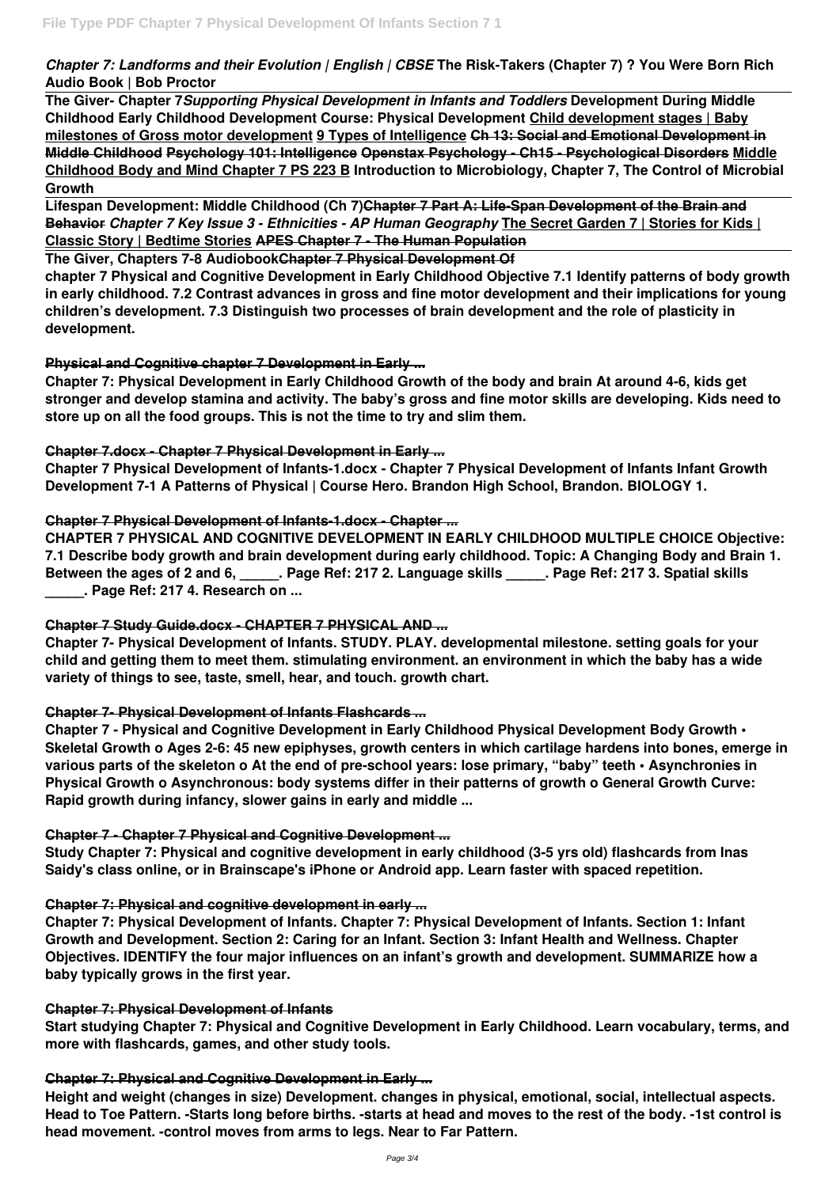***Chapter 7: Landforms and their Evolution | English | CBSE*** **The Risk-Takers (Chapter 7) ? You Were Born Rich Audio Book | Bob Proctor**

**The Giver- Chapter 7** ***Supporting Physical Development in Infants and Toddlers*** **Development During Middle Childhood Early Childhood Development Course: Physical Development Child development stages | Baby milestones of Gross motor development 9 Types of Intelligence Ch 13: Social and Emotional Development in Middle Childhood Psychology 101: Intelligence Openstax Psychology - Ch15 - Psychological Disorders Middle Childhood Body and Mind Chapter 7 PS 223 B Introduction to Microbiology, Chapter 7, The Control of Microbial Growth**

**Lifespan Development: Middle Childhood (Ch 7) Chapter 7 Part A: Life-Span Development of the Brain and Behavior** ***Chapter 7 Key Issue 3 - Ethnicities - AP Human Geography*** **The Secret Garden 7 | Stories for Kids | Classic Story | Bedtime Stories APES Chapter 7 - The Human Population**

**The Giver, Chapters 7-8 Audiobook Chapter 7 Physical Development Of**

**chapter 7 Physical and Cognitive Development in Early Childhood Objective 7.1 Identify patterns of body growth in early childhood. 7.2 Contrast advances in gross and fine motor development and their implications for young children's development. 7.3 Distinguish two processes of brain development and the role of plasticity in development.**

**Physical and Cognitive chapter 7 Development in Early ...**

**Chapter 7: Physical Development in Early Childhood Growth of the body and brain At around 4-6, kids get stronger and develop stamina and activity. The baby's gross and fine motor skills are developing. Kids need to store up on all the food groups. This is not the time to try and slim them.**

**Chapter 7.docx - Chapter 7 Physical Development in Early ...**

**Chapter 7 Physical Development of Infants-1.docx - Chapter 7 Physical Development of Infants Infant Growth Development 7-1 A Patterns of Physical | Course Hero. Brandon High School, Brandon. BIOLOGY 1.**

**Chapter 7 Physical Development of Infants-1.docx - Chapter ...**

**CHAPTER 7 PHYSICAL AND COGNITIVE DEVELOPMENT IN EARLY CHILDHOOD MULTIPLE CHOICE Objective: 7.1 Describe body growth and brain development during early childhood. Topic: A Changing Body and Brain 1. Between the ages of 2 and 6, _____. Page Ref: 217 2. Language skills _____. Page Ref: 217 3. Spatial skills _____. Page Ref: 217 4. Research on ...**

**Chapter 7 Study Guide.docx - CHAPTER 7 PHYSICAL AND ...**

**Chapter 7- Physical Development of Infants. STUDY. PLAY. developmental milestone. setting goals for your child and getting them to meet them. stimulating environment. an environment in which the baby has a wide variety of things to see, taste, smell, hear, and touch. growth chart.**

**Chapter 7- Physical Development of Infants Flashcards ...**

**Chapter 7 - Physical and Cognitive Development in Early Childhood Physical Development Body Growth • Skeletal Growth o Ages 2-6: 45 new epiphyses, growth centers in which cartilage hardens into bones, emerge in various parts of the skeleton o At the end of pre-school years: lose primary, "baby" teeth • Asynchronies in Physical Growth o Asynchronous: body systems differ in their patterns of growth o General Growth Curve: Rapid growth during infancy, slower gains in early and middle ...**

**Chapter 7 - Chapter 7 Physical and Cognitive Development ...**

**Study Chapter 7: Physical and cognitive development in early childhood (3-5 yrs old) flashcards from Inas Saidy's class online, or in Brainscape's iPhone or Android app. Learn faster with spaced repetition.**

**Chapter 7: Physical and cognitive development in early ...**

**Chapter 7: Physical Development of Infants. Chapter 7: Physical Development of Infants. Section 1: Infant Growth and Development. Section 2: Caring for an Infant. Section 3: Infant Health and Wellness. Chapter Objectives. IDENTIFY the four major influences on an infant's growth and development. SUMMARIZE how a baby typically grows in the first year.**

**Chapter 7: Physical Development of Infants**

**Start studying Chapter 7: Physical and Cognitive Development in Early Childhood. Learn vocabulary, terms, and more with flashcards, games, and other study tools.**

**Chapter 7: Physical and Cognitive Development in Early ...**

**Height and weight (changes in size) Development. changes in physical, emotional, social, intellectual aspects. Head to Toe Pattern. -Starts long before births. -starts at head and moves to the rest of the body. -1st control is head movement. -control moves from arms to legs. Near to Far Pattern.**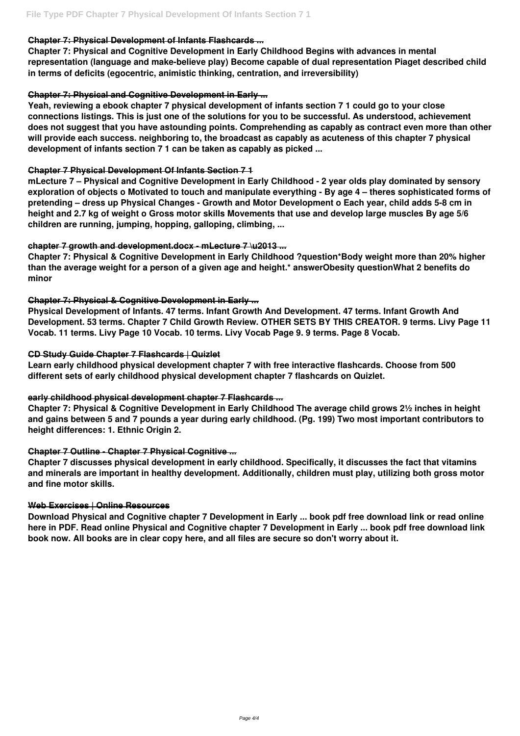### Chapter 7: Physical Development of Infants Flashcards ...

**Chapter 7: Physical and Cognitive Development in Early Childhood Begins with advances in mental representation (language and make-believe play) Become capable of dual representation Piaget described child in terms of deficits (egocentric, animistic thinking, centration, and irreversibility)**

### Chapter 7: Physical and Cognitive Development in Early ...

**Yeah, reviewing a ebook chapter 7 physical development of infants section 7 1 could go to your close connections listings. This is just one of the solutions for you to be successful. As understood, achievement does not suggest that you have astounding points. Comprehending as capably as contract even more than other will provide each success. neighboring to, the broadcast as capably as acuteness of this chapter 7 physical development of infants section 7 1 can be taken as capably as picked ...**

### Chapter 7 Physical Development Of Infants Section 7 1

**mLecture 7 – Physical and Cognitive Development in Early Childhood - 2 year olds play dominated by sensory exploration of objects o Motivated to touch and manipulate everything - By age 4 – theres sophisticated forms of pretending – dress up Physical Changes - Growth and Motor Development o Each year, child adds 5-8 cm in height and 2.7 kg of weight o Gross motor skills Movements that use and develop large muscles By age 5/6 children are running, jumping, hopping, galloping, climbing, ...**

### chapter 7 growth and development.docx - mLecture 7 \u2013 ...

**Chapter 7: Physical & Cognitive Development in Early Childhood ?question*Body weight more than 20% higher than the average weight for a person of a given age and height.* answerObesity questionWhat 2 benefits do minor**

### Chapter 7: Physical & Cognitive Development in Early ...

**Physical Development of Infants. 47 terms. Infant Growth And Development. 47 terms. Infant Growth And Development. 53 terms. Chapter 7 Child Growth Review. OTHER SETS BY THIS CREATOR. 9 terms. Livy Page 11 Vocab. 11 terms. Livy Page 10 Vocab. 10 terms. Livy Vocab Page 9. 9 terms. Page 8 Vocab.**

### CD Study Guide Chapter 7 Flashcards | Quizlet

**Learn early childhood physical development chapter 7 with free interactive flashcards. Choose from 500 different sets of early childhood physical development chapter 7 flashcards on Quizlet.**

### early childhood physical development chapter 7 Flashcards ...

**Chapter 7: Physical & Cognitive Development in Early Childhood The average child grows 2½ inches in height and gains between 5 and 7 pounds a year during early childhood. (Pg. 199) Two most important contributors to height differences: 1. Ethnic Origin 2.**

### Chapter 7 Outline - Chapter 7 Physical Cognitive ...

**Chapter 7 discusses physical development in early childhood. Specifically, it discusses the fact that vitamins and minerals are important in healthy development. Additionally, children must play, utilizing both gross motor and fine motor skills.**

### Web Exercises | Online Resources

**Download Physical and Cognitive chapter 7 Development in Early ... book pdf free download link or read online here in PDF. Read online Physical and Cognitive chapter 7 Development in Early ... book pdf free download link book now. All books are in clear copy here, and all files are secure so don't worry about it.**